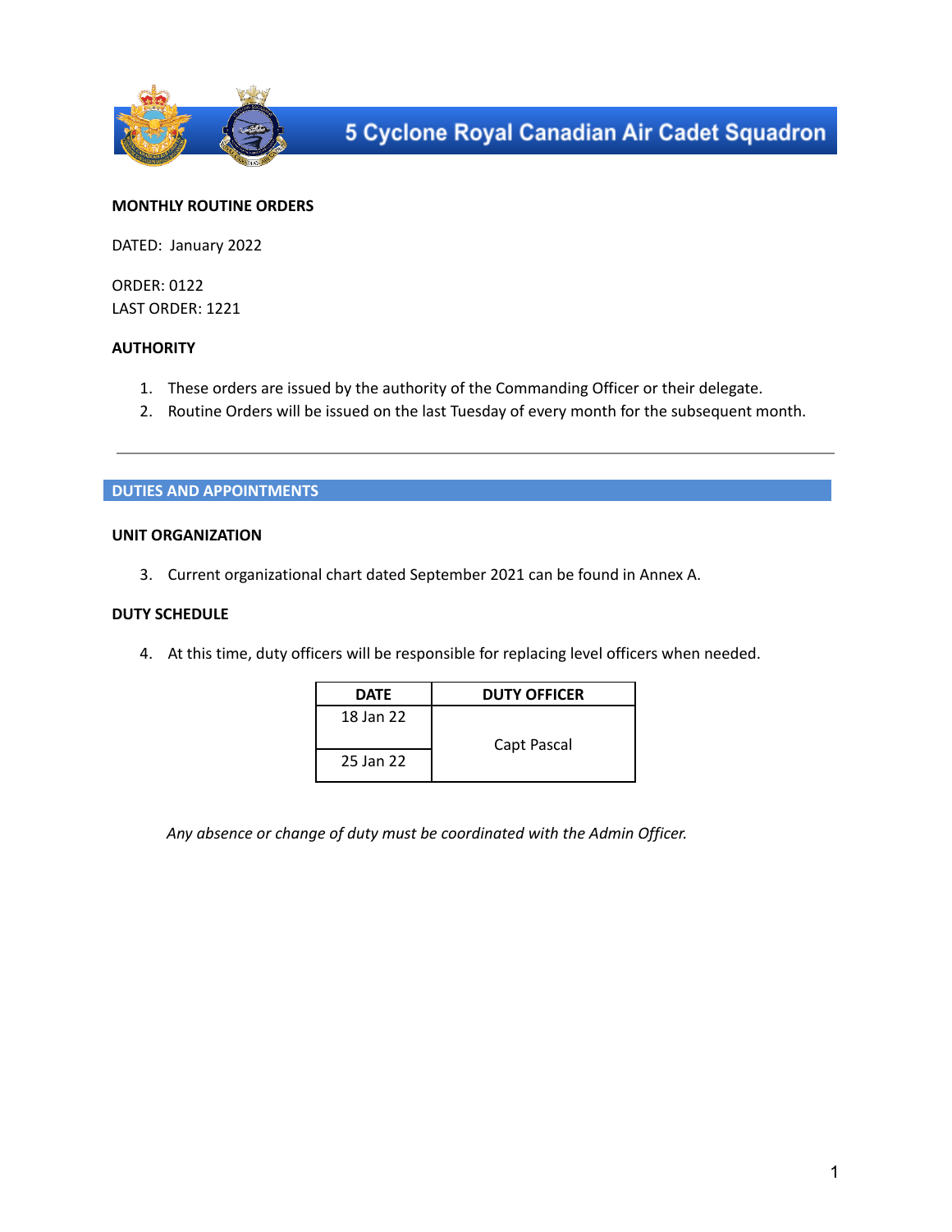# 5 Cyclone Royal Canadian Air Cadet Squadron

**MONTHLY ROUTINE ORDERS**

DATED: January 2022

ORDER: 0122
LAST ORDER: 1221

**AUTHORITY**

1. These orders are issued by the authority of the Commanding Officer or their delegate.
2. Routine Orders will be issued on the last Tuesday of every month for the subsequent month.

---

## DUTIES AND APPOINTMENTS

**UNIT ORGANIZATION**

3. Current organizational chart dated September 2021 can be found in Annex A.

**DUTY SCHEDULE**

4. At this time, duty officers will be responsible for replacing level officers when needed.

| DATE | DUTY OFFICER |
|---|---|
| 18 Jan 22 | Capt Pascal |
| 25 Jan 22 | |

*Any absence or change of duty must be coordinated with the Admin Officer.*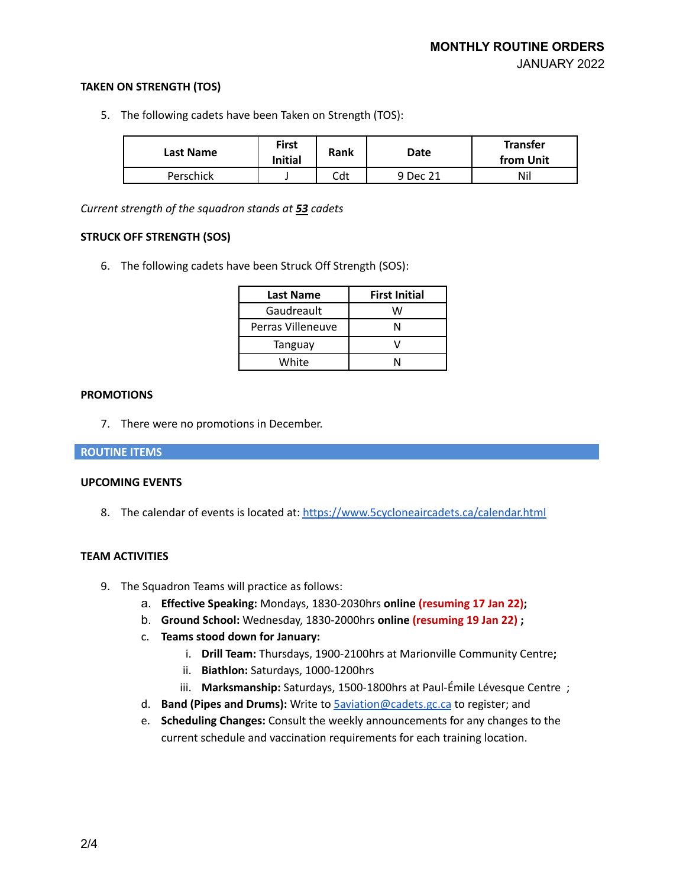### TAKEN ON STRENGTH (TOS)

5. The following cadets have been Taken on Strength (TOS):

| Last Name | First Initial | Rank | Date | Transfer from Unit |
|---|---|---|---|---|
| Perschick | J | Cdt | 9 Dec 21 | Nil |

*Current strength of the squadron stands at* ***53*** *cadets*

### STRUCK OFF STRENGTH (SOS)

6. The following cadets have been Struck Off Strength (SOS):

| Last Name | First Initial |
|---|---|
| Gaudreault | W |
| Perras Villeneuve | N |
| Tanguay | V |
| White | N |

### PROMOTIONS

7. There were no promotions in December.

## ROUTINE ITEMS

### UPCOMING EVENTS

8. The calendar of events is located at: https://www.5cycloneaircadets.ca/calendar.html

### TEAM ACTIVITIES

9. The Squadron Teams will practice as follows:
   a. **Effective Speaking:** Mondays, 1830-2030hrs **online (resuming 17 Jan 22);**
   b. **Ground School:** Wednesday, 1830-2000hrs **online (resuming 19 Jan 22) ;**
   c. **Teams stood down for January:**
      i. **Drill Team:** Thursdays, 1900-2100hrs at Marionville Community Centre**;**
      ii. **Biathlon:** Saturdays, 1000-1200hrs
      iii. **Marksmanship:** Saturdays, 1500-1800hrs at Paul-Émile Lévesque Centre ;
   d. **Band (Pipes and Drums):** Write to 5aviation@cadets.gc.ca to register; and
   e. **Scheduling Changes:** Consult the weekly announcements for any changes to the current schedule and vaccination requirements for each training location.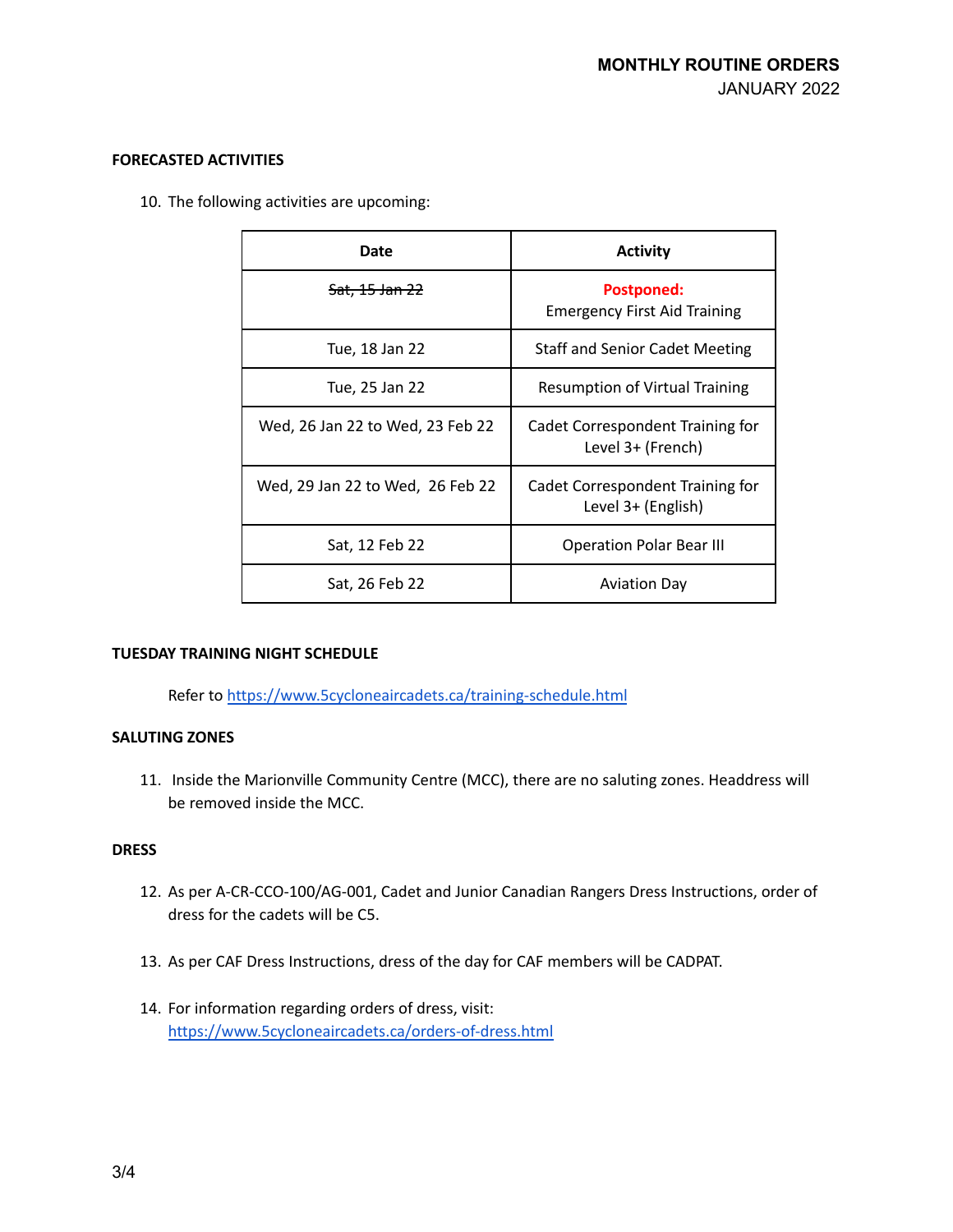## FORECASTED ACTIVITIES

10. The following activities are upcoming:

| Date | Activity |
|---|---|
| ~~Sat, 15 Jan 22~~ | **Postponed:** Emergency First Aid Training |
| Tue, 18 Jan 22 | Staff and Senior Cadet Meeting |
| Tue, 25 Jan 22 | Resumption of Virtual Training |
| Wed, 26 Jan 22 to Wed, 23 Feb 22 | Cadet Correspondent Training for Level 3+ (French) |
| Wed, 29 Jan 22 to Wed, 26 Feb 22 | Cadet Correspondent Training for Level 3+ (English) |
| Sat, 12 Feb 22 | Operation Polar Bear III |
| Sat, 26 Feb 22 | Aviation Day |

## TUESDAY TRAINING NIGHT SCHEDULE

Refer to https://www.5cycloneaircadets.ca/training-schedule.html

## SALUTING ZONES

11. Inside the Marionville Community Centre (MCC), there are no saluting zones. Headdress will be removed inside the MCC.

## DRESS

12. As per A-CR-CCO-100/AG-001, Cadet and Junior Canadian Rangers Dress Instructions, order of dress for the cadets will be C5.

13. As per CAF Dress Instructions, dress of the day for CAF members will be CADPAT.

14. For information regarding orders of dress, visit: https://www.5cycloneaircadets.ca/orders-of-dress.html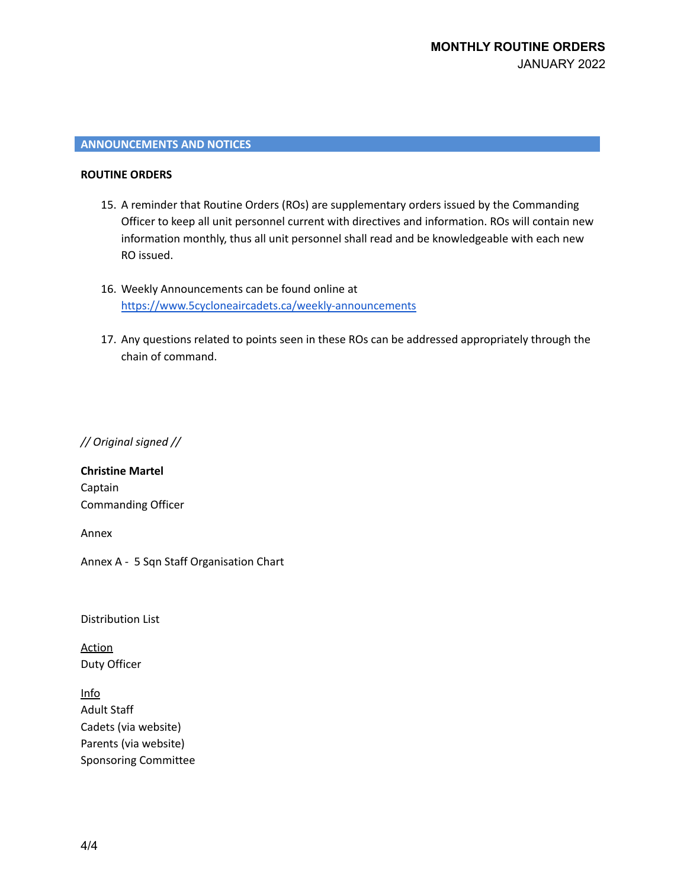## ANNOUNCEMENTS AND NOTICES

**ROUTINE ORDERS**

15. A reminder that Routine Orders (ROs) are supplementary orders issued by the Commanding Officer to keep all unit personnel current with directives and information. ROs will contain new information monthly, thus all unit personnel shall read and be knowledgeable with each new RO issued.

16. Weekly Announcements can be found online at [https://www.5cycloneaircadets.ca/weekly-announcements](https://www.5cycloneaircadets.ca/weekly-announcements)

17. Any questions related to points seen in these ROs can be addressed appropriately through the chain of command.

*// Original signed //*

**Christine Martel**
Captain
Commanding Officer

Annex

Annex A - 5 Sqn Staff Organisation Chart

Distribution List

<u>Action</u>
Duty Officer

<u>Info</u>
Adult Staff
Cadets (via website)
Parents (via website)
Sponsoring Committee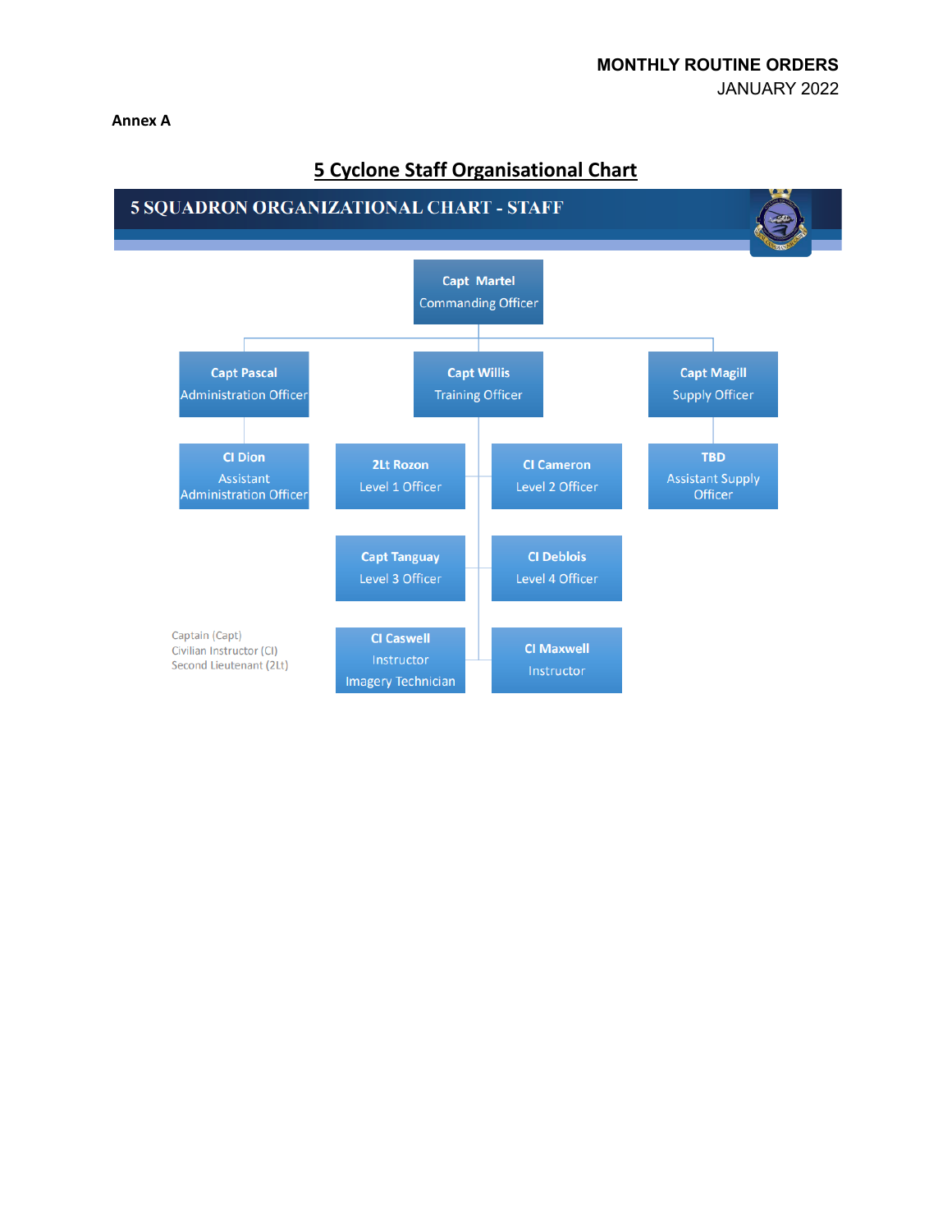**Annex A**

## 5 Cyclone Staff Organisational Chart

5 SQUADRON ORGANIZATIONAL CHART - STAFF

**Capt Martel**
Commanding Officer

**Capt Pascal**
Administration Officer

**Capt Willis**
Training Officer

**Capt Magill**
Supply Officer

**CI Dion**
Assistant Administration Officer

**2Lt Rozon**
Level 1 Officer

**CI Cameron**
Level 2 Officer

**TBD**
Assistant Supply Officer

**Capt Tanguay**
Level 3 Officer

**CI Deblois**
Level 4 Officer

**CI Caswell**
Instructor
Imagery Technician

**CI Maxwell**
Instructor

Captain (Capt)
Civilian Instructor (CI)
Second Lieutenant (2Lt)